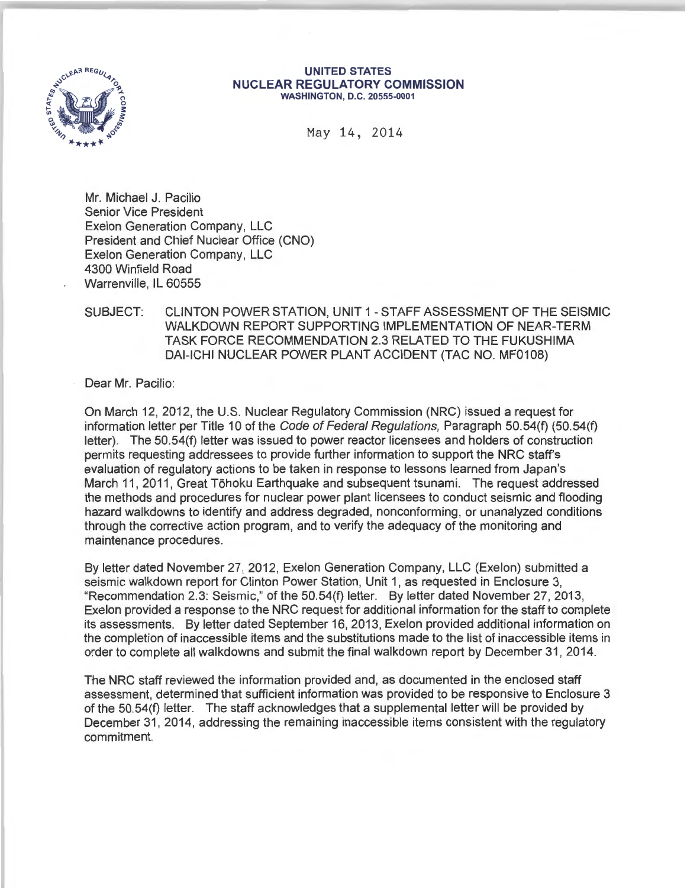**UNITED STATES**
**NUCLEAR REGULATORY COMMISSION**
**WASHINGTON, D.C. 20555-0001**

May 14, 2014

Mr. Michael J. Pacilio
Senior Vice President
Exelon Generation Company, LLC
President and Chief Nuclear Office (CNO)
Exelon Generation Company, LLC
4300 Winfield Road
Warrenville, IL 60555

SUBJECT: CLINTON POWER STATION, UNIT 1 - STAFF ASSESSMENT OF THE SEISMIC WALKDOWN REPORT SUPPORTING IMPLEMENTATION OF NEAR-TERM TASK FORCE RECOMMENDATION 2.3 RELATED TO THE FUKUSHIMA DAI-ICHI NUCLEAR POWER PLANT ACCIDENT (TAC NO. MF0108)

Dear Mr. Pacilio:

On March 12, 2012, the U.S. Nuclear Regulatory Commission (NRC) issued a request for information letter per Title 10 of the *Code of Federal Regulations,* Paragraph 50.54(f) (50.54(f) letter). The 50.54(f) letter was issued to power reactor licensees and holders of construction permits requesting addressees to provide further information to support the NRC staff's evaluation of regulatory actions to be taken in response to lessons learned from Japan's March 11, 2011, Great Tōhoku Earthquake and subsequent tsunami. The request addressed the methods and procedures for nuclear power plant licensees to conduct seismic and flooding hazard walkdowns to identify and address degraded, nonconforming, or unanalyzed conditions through the corrective action program, and to verify the adequacy of the monitoring and maintenance procedures.

By letter dated November 27, 2012, Exelon Generation Company, LLC (Exelon) submitted a seismic walkdown report for Clinton Power Station, Unit 1, as requested in Enclosure 3, "Recommendation 2.3: Seismic," of the 50.54(f) letter. By letter dated November 27, 2013, Exelon provided a response to the NRC request for additional information for the staff to complete its assessments. By letter dated September 16, 2013, Exelon provided additional information on the completion of inaccessible items and the substitutions made to the list of inaccessible items in order to complete all walkdowns and submit the final walkdown report by December 31, 2014.

The NRC staff reviewed the information provided and, as documented in the enclosed staff assessment, determined that sufficient information was provided to be responsive to Enclosure 3 of the 50.54(f) letter. The staff acknowledges that a supplemental letter will be provided by December 31, 2014, addressing the remaining inaccessible items consistent with the regulatory commitment.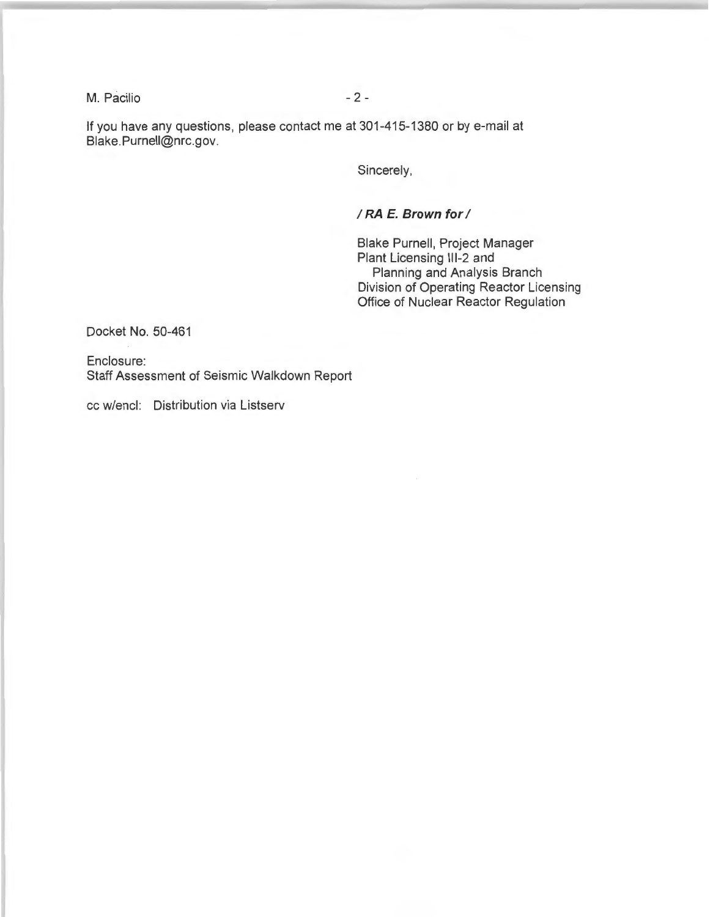If you have any questions, please contact me at 301-415-1380 or by e-mail at Blake.Purnell@nrc.gov.

Sincerely,

***/ RA E. Brown for /***

Blake Purnell, Project Manager
Plant Licensing III-2 and
Planning and Analysis Branch
Division of Operating Reactor Licensing
Office of Nuclear Reactor Regulation

Docket No. 50-461

Enclosure:
Staff Assessment of Seismic Walkdown Report

cc w/encl: Distribution via Listserv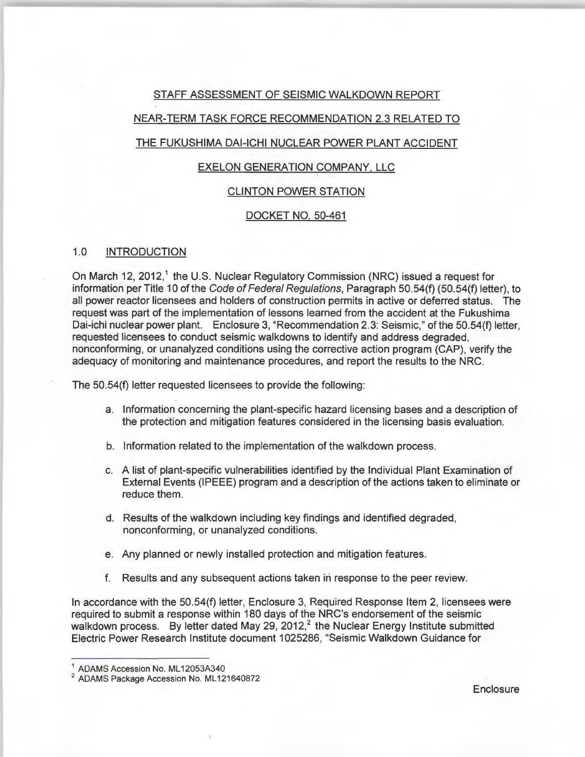STAFF ASSESSMENT OF SEISMIC WALKDOWN REPORT

NEAR-TERM TASK FORCE RECOMMENDATION 2.3 RELATED TO

THE FUKUSHIMA DAI-ICHI NUCLEAR POWER PLANT ACCIDENT

EXELON GENERATION COMPANY, LLC

CLINTON POWER STATION

DOCKET NO. 50-461

## 1.0 INTRODUCTION

On March 12, 2012,[1] the U.S. Nuclear Regulatory Commission (NRC) issued a request for information per Title 10 of the *Code of Federal Regulations*, Paragraph 50.54(f) (50.54(f) letter), to all power reactor licensees and holders of construction permits in active or deferred status. The request was part of the implementation of lessons learned from the accident at the Fukushima Dai-ichi nuclear power plant. Enclosure 3, "Recommendation 2.3: Seismic," of the 50.54(f) letter, requested licensees to conduct seismic walkdowns to identify and address degraded, nonconforming, or unanalyzed conditions using the corrective action program (CAP), verify the adequacy of monitoring and maintenance procedures, and report the results to the NRC.

The 50.54(f) letter requested licensees to provide the following:

a. Information concerning the plant-specific hazard licensing bases and a description of the protection and mitigation features considered in the licensing basis evaluation.

b. Information related to the implementation of the walkdown process.

c. A list of plant-specific vulnerabilities identified by the Individual Plant Examination of External Events (IPEEE) program and a description of the actions taken to eliminate or reduce them.

d. Results of the walkdown including key findings and identified degraded, nonconforming, or unanalyzed conditions.

e. Any planned or newly installed protection and mitigation features.

f. Results and any subsequent actions taken in response to the peer review.

In accordance with the 50.54(f) letter, Enclosure 3, Required Response Item 2, licensees were required to submit a response within 180 days of the NRC's endorsement of the seismic walkdown process. By letter dated May 29, 2012,[2] the Nuclear Energy Institute submitted Electric Power Research Institute document 1025286, "Seismic Walkdown Guidance for

---

[1] ADAMS Accession No. ML12053A340

[2] ADAMS Package Accession No. ML121640872

Enclosure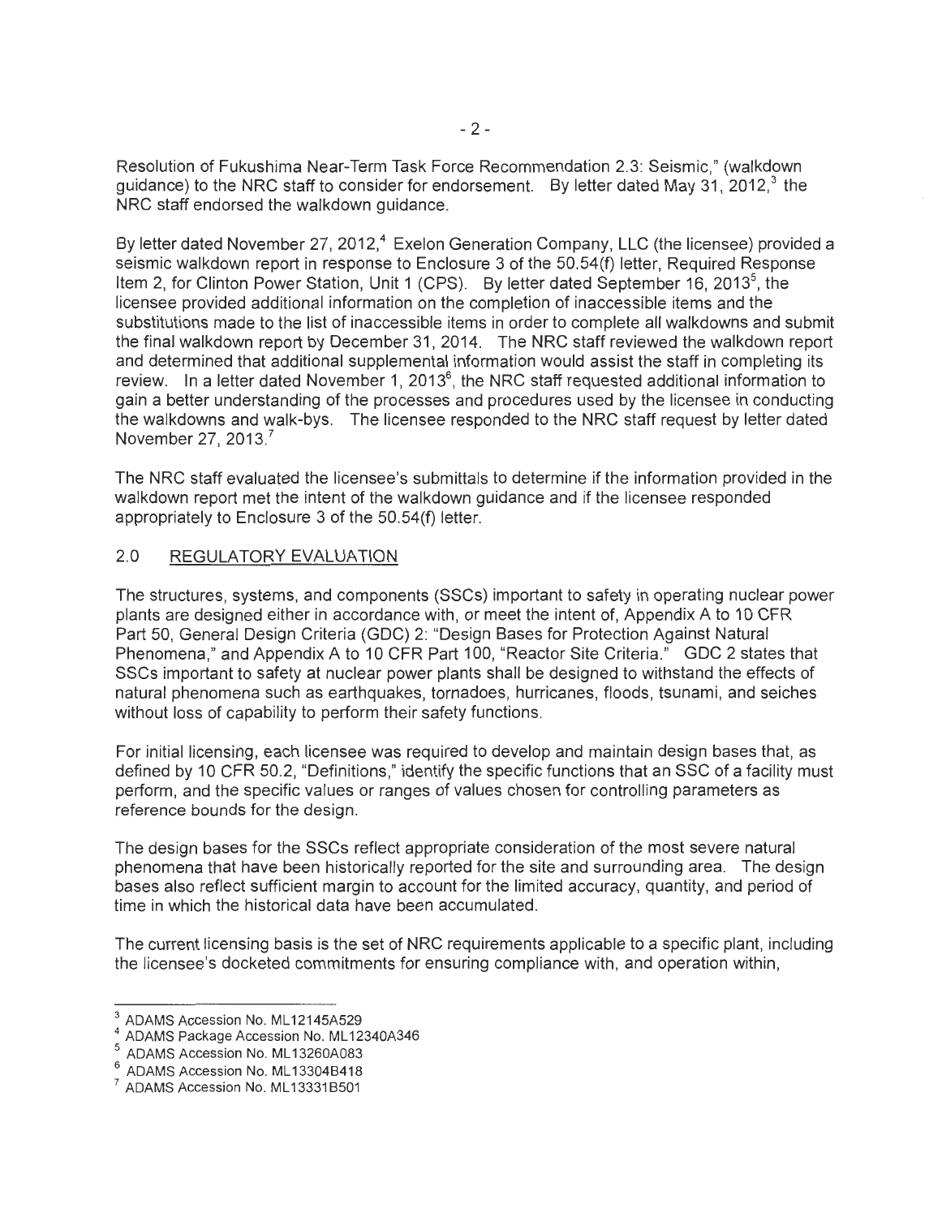Resolution of Fukushima Near-Term Task Force Recommendation 2.3: Seismic," (walkdown guidance) to the NRC staff to consider for endorsement. By letter dated May 31, 2012,[3] the NRC staff endorsed the walkdown guidance.

By letter dated November 27, 2012,[4] Exelon Generation Company, LLC (the licensee) provided a seismic walkdown report in response to Enclosure 3 of the 50.54(f) letter, Required Response Item 2, for Clinton Power Station, Unit 1 (CPS). By letter dated September 16, 2013[5], the licensee provided additional information on the completion of inaccessible items and the substitutions made to the list of inaccessible items in order to complete all walkdowns and submit the final walkdown report by December 31, 2014. The NRC staff reviewed the walkdown report and determined that additional supplemental information would assist the staff in completing its review. In a letter dated November 1, 2013[6], the NRC staff requested additional information to gain a better understanding of the processes and procedures used by the licensee in conducting the walkdowns and walk-bys. The licensee responded to the NRC staff request by letter dated November 27, 2013.[7]

The NRC staff evaluated the licensee's submittals to determine if the information provided in the walkdown report met the intent of the walkdown guidance and if the licensee responded appropriately to Enclosure 3 of the 50.54(f) letter.

## 2.0 REGULATORY EVALUATION

The structures, systems, and components (SSCs) important to safety in operating nuclear power plants are designed either in accordance with, or meet the intent of, Appendix A to 10 CFR Part 50, General Design Criteria (GDC) 2: "Design Bases for Protection Against Natural Phenomena," and Appendix A to 10 CFR Part 100, "Reactor Site Criteria." GDC 2 states that SSCs important to safety at nuclear power plants shall be designed to withstand the effects of natural phenomena such as earthquakes, tornadoes, hurricanes, floods, tsunami, and seiches without loss of capability to perform their safety functions.

For initial licensing, each licensee was required to develop and maintain design bases that, as defined by 10 CFR 50.2, "Definitions," identify the specific functions that an SSC of a facility must perform, and the specific values or ranges of values chosen for controlling parameters as reference bounds for the design.

The design bases for the SSCs reflect appropriate consideration of the most severe natural phenomena that have been historically reported for the site and surrounding area. The design bases also reflect sufficient margin to account for the limited accuracy, quantity, and period of time in which the historical data have been accumulated.

The current licensing basis is the set of NRC requirements applicable to a specific plant, including the licensee's docketed commitments for ensuring compliance with, and operation within,

---

[3] ADAMS Accession No. ML12145A529

[4] ADAMS Package Accession No. ML12340A346

[5] ADAMS Accession No. ML13260A083

[6] ADAMS Accession No. ML13304B418

[7] ADAMS Accession No. ML13331B501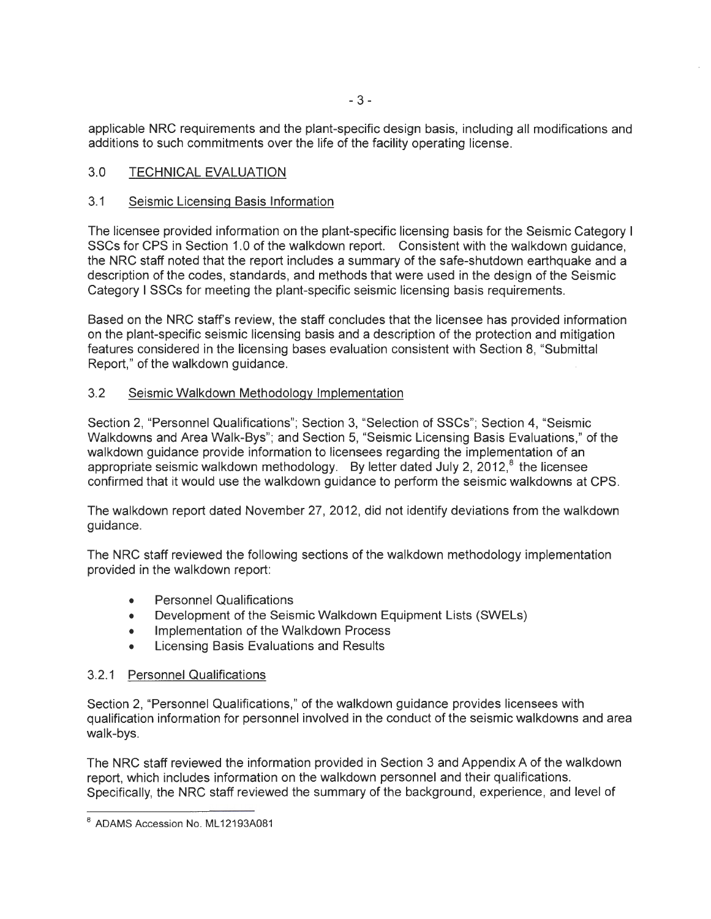applicable NRC requirements and the plant-specific design basis, including all modifications and additions to such commitments over the life of the facility operating license.

## 3.0 TECHNICAL EVALUATION

### 3.1 Seismic Licensing Basis Information

The licensee provided information on the plant-specific licensing basis for the Seismic Category I SSCs for CPS in Section 1.0 of the walkdown report. Consistent with the walkdown guidance, the NRC staff noted that the report includes a summary of the safe-shutdown earthquake and a description of the codes, standards, and methods that were used in the design of the Seismic Category I SSCs for meeting the plant-specific seismic licensing basis requirements.

Based on the NRC staff's review, the staff concludes that the licensee has provided information on the plant-specific seismic licensing basis and a description of the protection and mitigation features considered in the licensing bases evaluation consistent with Section 8, "Submittal Report," of the walkdown guidance.

### 3.2 Seismic Walkdown Methodology Implementation

Section 2, "Personnel Qualifications"; Section 3, "Selection of SSCs"; Section 4, "Seismic Walkdowns and Area Walk-Bys"; and Section 5, "Seismic Licensing Basis Evaluations," of the walkdown guidance provide information to licensees regarding the implementation of an appropriate seismic walkdown methodology. By letter dated July 2, 2012,[8] the licensee confirmed that it would use the walkdown guidance to perform the seismic walkdowns at CPS.

The walkdown report dated November 27, 2012, did not identify deviations from the walkdown guidance.

The NRC staff reviewed the following sections of the walkdown methodology implementation provided in the walkdown report:

- Personnel Qualifications
- Development of the Seismic Walkdown Equipment Lists (SWELs)
- Implementation of the Walkdown Process
- Licensing Basis Evaluations and Results

#### 3.2.1 Personnel Qualifications

Section 2, "Personnel Qualifications," of the walkdown guidance provides licensees with qualification information for personnel involved in the conduct of the seismic walkdowns and area walk-bys.

The NRC staff reviewed the information provided in Section 3 and Appendix A of the walkdown report, which includes information on the walkdown personnel and their qualifications. Specifically, the NRC staff reviewed the summary of the background, experience, and level of

---

[8] ADAMS Accession No. ML12193A081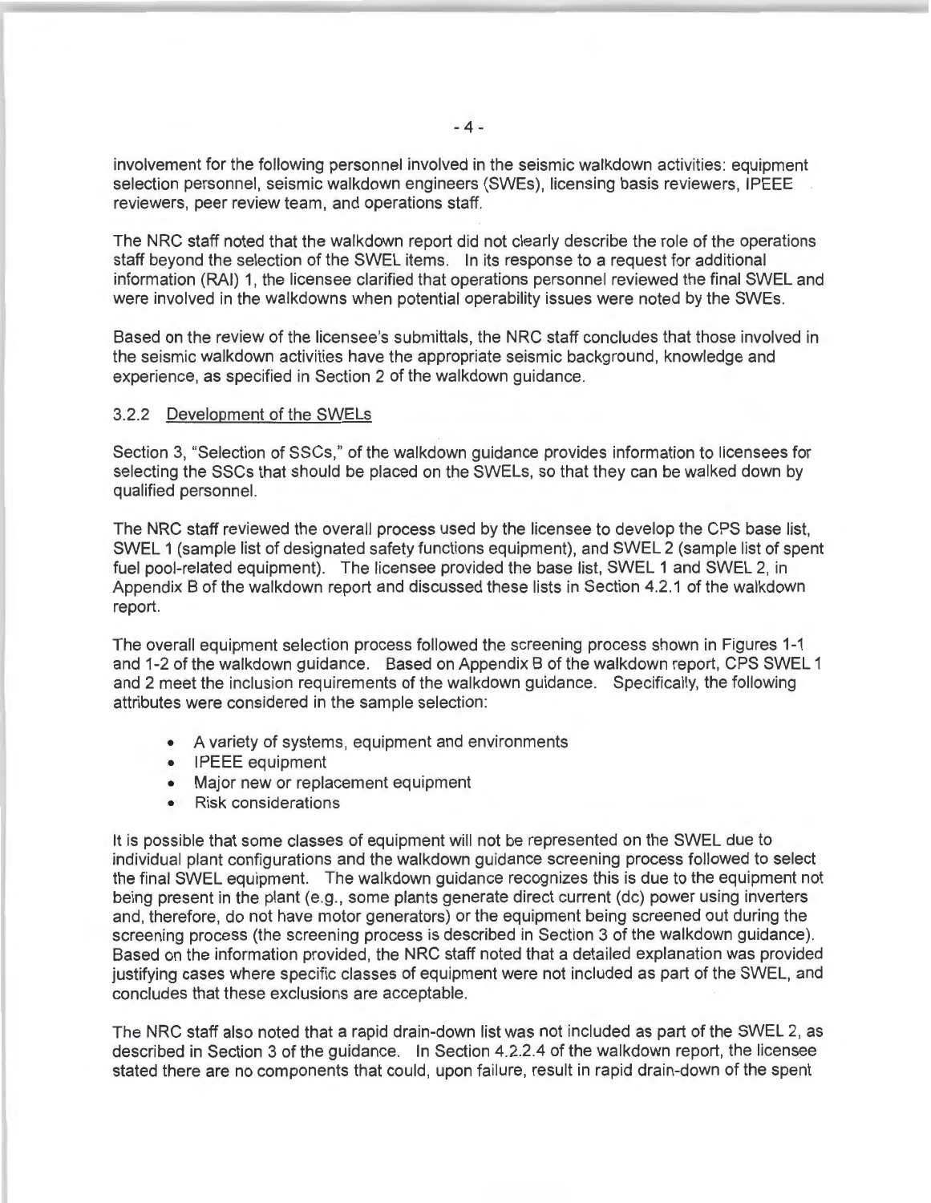involvement for the following personnel involved in the seismic walkdown activities: equipment selection personnel, seismic walkdown engineers (SWEs), licensing basis reviewers, IPEEE reviewers, peer review team, and operations staff.

The NRC staff noted that the walkdown report did not clearly describe the role of the operations staff beyond the selection of the SWEL items. In its response to a request for additional information (RAI) 1, the licensee clarified that operations personnel reviewed the final SWEL and were involved in the walkdowns when potential operability issues were noted by the SWEs.

Based on the review of the licensee's submittals, the NRC staff concludes that those involved in the seismic walkdown activities have the appropriate seismic background, knowledge and experience, as specified in Section 2 of the walkdown guidance.

### 3.2.2 Development of the SWELs

Section 3, "Selection of SSCs," of the walkdown guidance provides information to licensees for selecting the SSCs that should be placed on the SWELs, so that they can be walked down by qualified personnel.

The NRC staff reviewed the overall process used by the licensee to develop the CPS base list, SWEL 1 (sample list of designated safety functions equipment), and SWEL 2 (sample list of spent fuel pool-related equipment). The licensee provided the base list, SWEL 1 and SWEL 2, in Appendix B of the walkdown report and discussed these lists in Section 4.2.1 of the walkdown report.

The overall equipment selection process followed the screening process shown in Figures 1-1 and 1-2 of the walkdown guidance. Based on Appendix B of the walkdown report, CPS SWEL 1 and 2 meet the inclusion requirements of the walkdown guidance. Specifically, the following attributes were considered in the sample selection:

- A variety of systems, equipment and environments
- IPEEE equipment
- Major new or replacement equipment
- Risk considerations

It is possible that some classes of equipment will not be represented on the SWEL due to individual plant configurations and the walkdown guidance screening process followed to select the final SWEL equipment. The walkdown guidance recognizes this is due to the equipment not being present in the plant (e.g., some plants generate direct current (dc) power using inverters and, therefore, do not have motor generators) or the equipment being screened out during the screening process (the screening process is described in Section 3 of the walkdown guidance). Based on the information provided, the NRC staff noted that a detailed explanation was provided justifying cases where specific classes of equipment were not included as part of the SWEL, and concludes that these exclusions are acceptable.

The NRC staff also noted that a rapid drain-down list was not included as part of the SWEL 2, as described in Section 3 of the guidance. In Section 4.2.2.4 of the walkdown report, the licensee stated there are no components that could, upon failure, result in rapid drain-down of the spent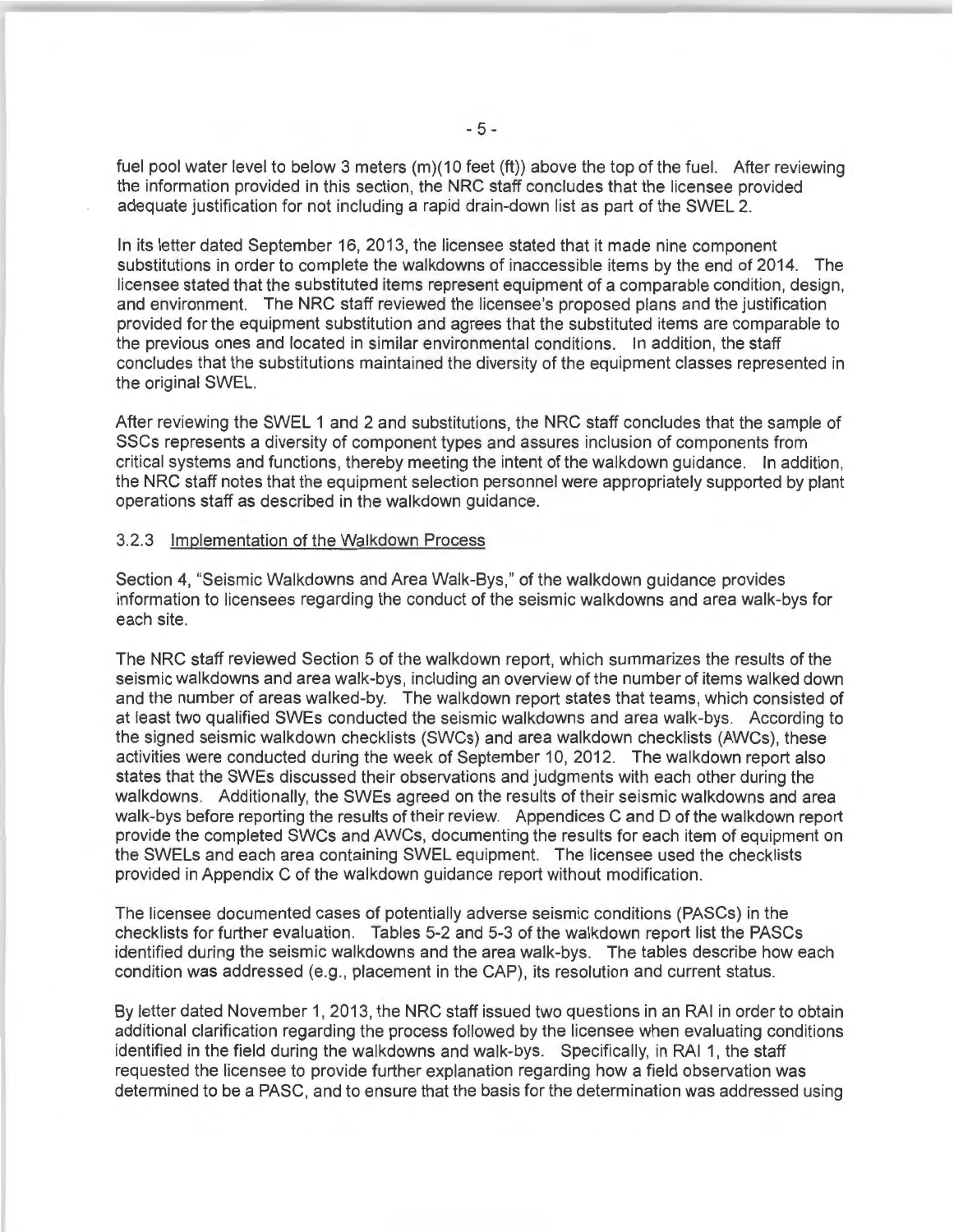fuel pool water level to below 3 meters (m)(10 feet (ft)) above the top of the fuel. After reviewing the information provided in this section, the NRC staff concludes that the licensee provided adequate justification for not including a rapid drain-down list as part of the SWEL 2.

In its letter dated September 16, 2013, the licensee stated that it made nine component substitutions in order to complete the walkdowns of inaccessible items by the end of 2014. The licensee stated that the substituted items represent equipment of a comparable condition, design, and environment. The NRC staff reviewed the licensee's proposed plans and the justification provided for the equipment substitution and agrees that the substituted items are comparable to the previous ones and located in similar environmental conditions. In addition, the staff concludes that the substitutions maintained the diversity of the equipment classes represented in the original SWEL.

After reviewing the SWEL 1 and 2 and substitutions, the NRC staff concludes that the sample of SSCs represents a diversity of component types and assures inclusion of components from critical systems and functions, thereby meeting the intent of the walkdown guidance. In addition, the NRC staff notes that the equipment selection personnel were appropriately supported by plant operations staff as described in the walkdown guidance.

### 3.2.3 Implementation of the Walkdown Process

Section 4, "Seismic Walkdowns and Area Walk-Bys," of the walkdown guidance provides information to licensees regarding the conduct of the seismic walkdowns and area walk-bys for each site.

The NRC staff reviewed Section 5 of the walkdown report, which summarizes the results of the seismic walkdowns and area walk-bys, including an overview of the number of items walked down and the number of areas walked-by. The walkdown report states that teams, which consisted of at least two qualified SWEs conducted the seismic walkdowns and area walk-bys. According to the signed seismic walkdown checklists (SWCs) and area walkdown checklists (AWCs), these activities were conducted during the week of September 10, 2012. The walkdown report also states that the SWEs discussed their observations and judgments with each other during the walkdowns. Additionally, the SWEs agreed on the results of their seismic walkdowns and area walk-bys before reporting the results of their review. Appendices C and D of the walkdown report provide the completed SWCs and AWCs, documenting the results for each item of equipment on the SWELs and each area containing SWEL equipment. The licensee used the checklists provided in Appendix C of the walkdown guidance report without modification.

The licensee documented cases of potentially adverse seismic conditions (PASCs) in the checklists for further evaluation. Tables 5-2 and 5-3 of the walkdown report list the PASCs identified during the seismic walkdowns and the area walk-bys. The tables describe how each condition was addressed (e.g., placement in the CAP), its resolution and current status.

By letter dated November 1, 2013, the NRC staff issued two questions in an RAI in order to obtain additional clarification regarding the process followed by the licensee when evaluating conditions identified in the field during the walkdowns and walk-bys. Specifically, in RAI 1, the staff requested the licensee to provide further explanation regarding how a field observation was determined to be a PASC, and to ensure that the basis for the determination was addressed using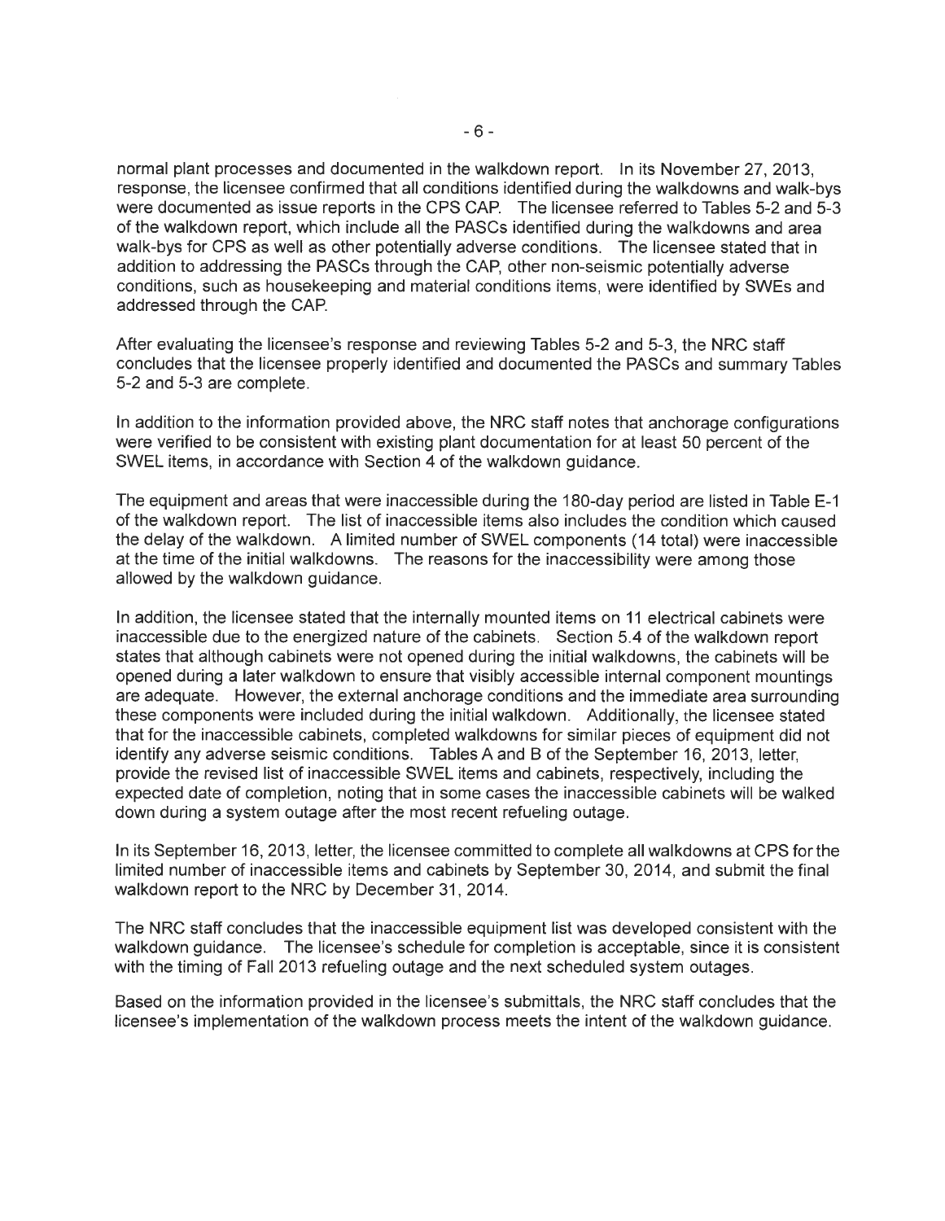normal plant processes and documented in the walkdown report. In its November 27, 2013, response, the licensee confirmed that all conditions identified during the walkdowns and walk-bys were documented as issue reports in the CPS CAP. The licensee referred to Tables 5-2 and 5-3 of the walkdown report, which include all the PASCs identified during the walkdowns and area walk-bys for CPS as well as other potentially adverse conditions. The licensee stated that in addition to addressing the PASCs through the CAP, other non-seismic potentially adverse conditions, such as housekeeping and material conditions items, were identified by SWEs and addressed through the CAP.

After evaluating the licensee's response and reviewing Tables 5-2 and 5-3, the NRC staff concludes that the licensee properly identified and documented the PASCs and summary Tables 5-2 and 5-3 are complete.

In addition to the information provided above, the NRC staff notes that anchorage configurations were verified to be consistent with existing plant documentation for at least 50 percent of the SWEL items, in accordance with Section 4 of the walkdown guidance.

The equipment and areas that were inaccessible during the 180-day period are listed in Table E-1 of the walkdown report. The list of inaccessible items also includes the condition which caused the delay of the walkdown. A limited number of SWEL components (14 total) were inaccessible at the time of the initial walkdowns. The reasons for the inaccessibility were among those allowed by the walkdown guidance.

In addition, the licensee stated that the internally mounted items on 11 electrical cabinets were inaccessible due to the energized nature of the cabinets. Section 5.4 of the walkdown report states that although cabinets were not opened during the initial walkdowns, the cabinets will be opened during a later walkdown to ensure that visibly accessible internal component mountings are adequate. However, the external anchorage conditions and the immediate area surrounding these components were included during the initial walkdown. Additionally, the licensee stated that for the inaccessible cabinets, completed walkdowns for similar pieces of equipment did not identify any adverse seismic conditions. Tables A and B of the September 16, 2013, letter, provide the revised list of inaccessible SWEL items and cabinets, respectively, including the expected date of completion, noting that in some cases the inaccessible cabinets will be walked down during a system outage after the most recent refueling outage.

In its September 16, 2013, letter, the licensee committed to complete all walkdowns at CPS for the limited number of inaccessible items and cabinets by September 30, 2014, and submit the final walkdown report to the NRC by December 31, 2014.

The NRC staff concludes that the inaccessible equipment list was developed consistent with the walkdown guidance. The licensee's schedule for completion is acceptable, since it is consistent with the timing of Fall 2013 refueling outage and the next scheduled system outages.

Based on the information provided in the licensee's submittals, the NRC staff concludes that the licensee's implementation of the walkdown process meets the intent of the walkdown guidance.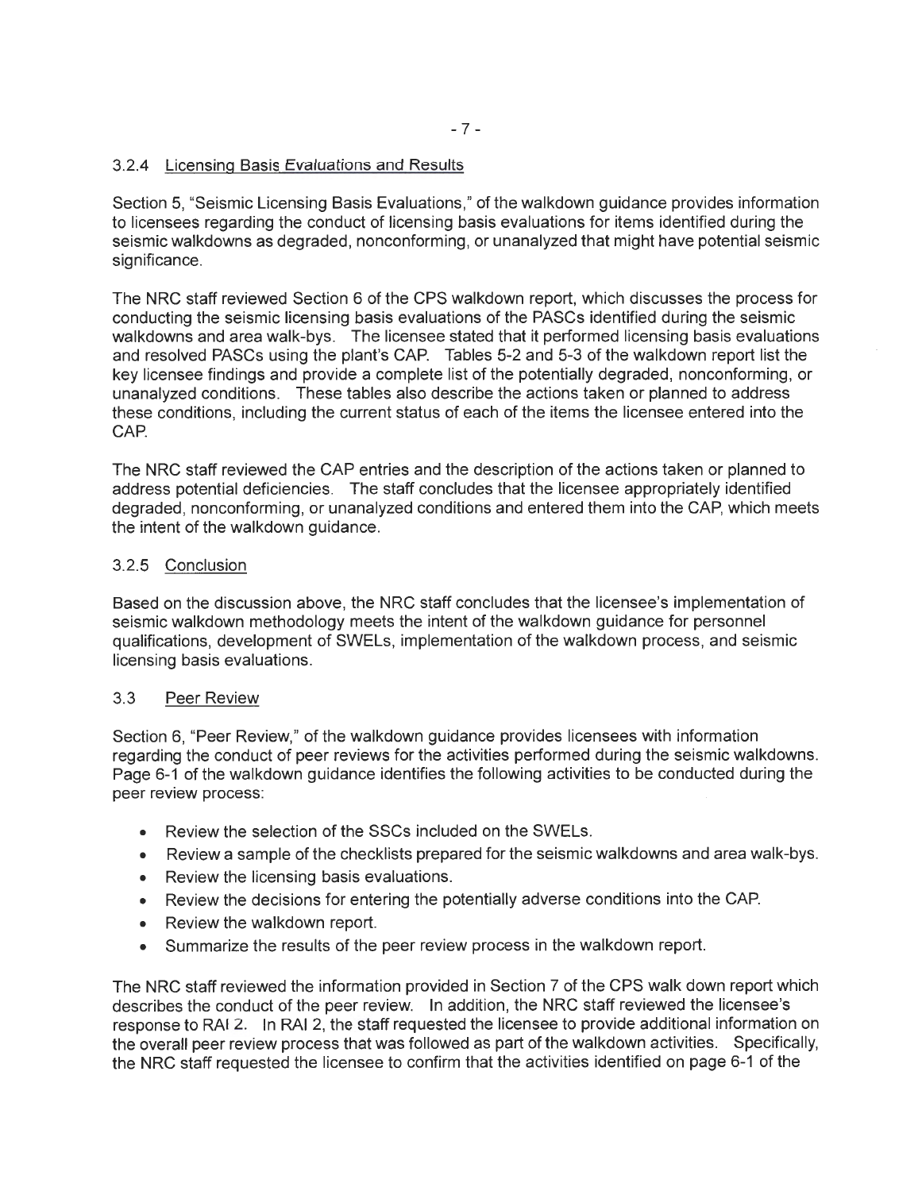### 3.2.4 Licensing Basis Evaluations and Results

Section 5, "Seismic Licensing Basis Evaluations," of the walkdown guidance provides information to licensees regarding the conduct of licensing basis evaluations for items identified during the seismic walkdowns as degraded, nonconforming, or unanalyzed that might have potential seismic significance.

The NRC staff reviewed Section 6 of the CPS walkdown report, which discusses the process for conducting the seismic licensing basis evaluations of the PASCs identified during the seismic walkdowns and area walk-bys. The licensee stated that it performed licensing basis evaluations and resolved PASCs using the plant's CAP. Tables 5-2 and 5-3 of the walkdown report list the key licensee findings and provide a complete list of the potentially degraded, nonconforming, or unanalyzed conditions. These tables also describe the actions taken or planned to address these conditions, including the current status of each of the items the licensee entered into the CAP.

The NRC staff reviewed the CAP entries and the description of the actions taken or planned to address potential deficiencies. The staff concludes that the licensee appropriately identified degraded, nonconforming, or unanalyzed conditions and entered them into the CAP, which meets the intent of the walkdown guidance.

### 3.2.5 Conclusion

Based on the discussion above, the NRC staff concludes that the licensee's implementation of seismic walkdown methodology meets the intent of the walkdown guidance for personnel qualifications, development of SWELs, implementation of the walkdown process, and seismic licensing basis evaluations.

## 3.3 Peer Review

Section 6, "Peer Review," of the walkdown guidance provides licensees with information regarding the conduct of peer reviews for the activities performed during the seismic walkdowns. Page 6-1 of the walkdown guidance identifies the following activities to be conducted during the peer review process:

- Review the selection of the SSCs included on the SWELs.
- Review a sample of the checklists prepared for the seismic walkdowns and area walk-bys.
- Review the licensing basis evaluations.
- Review the decisions for entering the potentially adverse conditions into the CAP.
- Review the walkdown report.
- Summarize the results of the peer review process in the walkdown report.

The NRC staff reviewed the information provided in Section 7 of the CPS walk down report which describes the conduct of the peer review. In addition, the NRC staff reviewed the licensee's response to RAI 2. In RAI 2, the staff requested the licensee to provide additional information on the overall peer review process that was followed as part of the walkdown activities. Specifically, the NRC staff requested the licensee to confirm that the activities identified on page 6-1 of the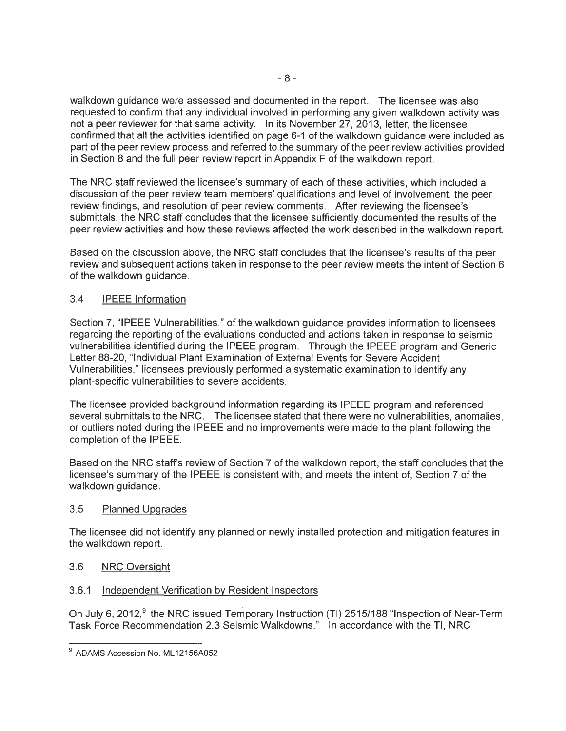walkdown guidance were assessed and documented in the report. The licensee was also requested to confirm that any individual involved in performing any given walkdown activity was not a peer reviewer for that same activity. In its November 27, 2013, letter, the licensee confirmed that all the activities identified on page 6-1 of the walkdown guidance were included as part of the peer review process and referred to the summary of the peer review activities provided in Section 8 and the full peer review report in Appendix F of the walkdown report.

The NRC staff reviewed the licensee's summary of each of these activities, which included a discussion of the peer review team members' qualifications and level of involvement, the peer review findings, and resolution of peer review comments. After reviewing the licensee's submittals, the NRC staff concludes that the licensee sufficiently documented the results of the peer review activities and how these reviews affected the work described in the walkdown report.

Based on the discussion above, the NRC staff concludes that the licensee's results of the peer review and subsequent actions taken in response to the peer review meets the intent of Section 6 of the walkdown guidance.

### 3.4 IPEEE Information

Section 7, "IPEEE Vulnerabilities," of the walkdown guidance provides information to licensees regarding the reporting of the evaluations conducted and actions taken in response to seismic vulnerabilities identified during the IPEEE program. Through the IPEEE program and Generic Letter 88-20, "Individual Plant Examination of External Events for Severe Accident Vulnerabilities," licensees previously performed a systematic examination to identify any plant-specific vulnerabilities to severe accidents.

The licensee provided background information regarding its IPEEE program and referenced several submittals to the NRC. The licensee stated that there were no vulnerabilities, anomalies, or outliers noted during the IPEEE and no improvements were made to the plant following the completion of the IPEEE.

Based on the NRC staff's review of Section 7 of the walkdown report, the staff concludes that the licensee's summary of the IPEEE is consistent with, and meets the intent of, Section 7 of the walkdown guidance.

### 3.5 Planned Upgrades

The licensee did not identify any planned or newly installed protection and mitigation features in the walkdown report.

### 3.6 NRC Oversight

#### 3.6.1 Independent Verification by Resident Inspectors

On July 6, 2012,[9] the NRC issued Temporary Instruction (TI) 2515/188 "Inspection of Near-Term Task Force Recommendation 2.3 Seismic Walkdowns." In accordance with the TI, NRC

---

[9] ADAMS Accession No. ML12156A052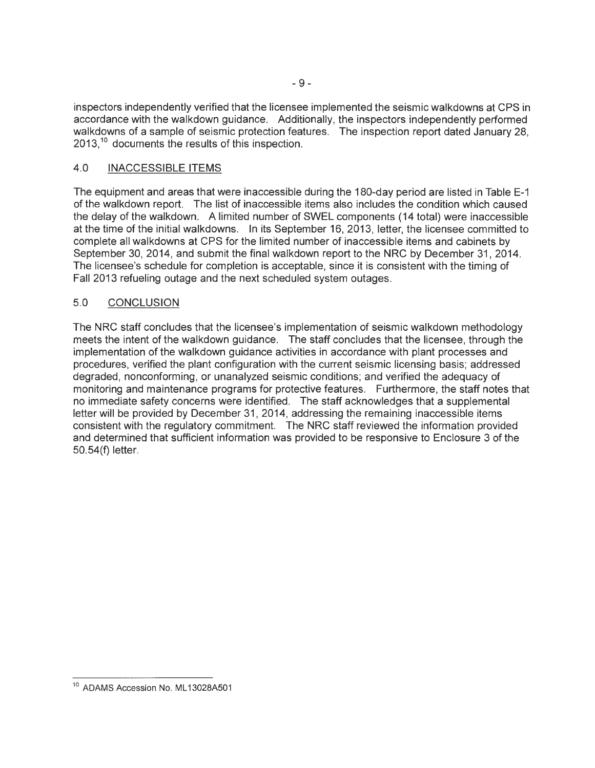inspectors independently verified that the licensee implemented the seismic walkdowns at CPS in accordance with the walkdown guidance. Additionally, the inspectors independently performed walkdowns of a sample of seismic protection features. The inspection report dated January 28, 2013,[10] documents the results of this inspection.

## 4.0 INACCESSIBLE ITEMS

The equipment and areas that were inaccessible during the 180-day period are listed in Table E-1 of the walkdown report. The list of inaccessible items also includes the condition which caused the delay of the walkdown. A limited number of SWEL components (14 total) were inaccessible at the time of the initial walkdowns. In its September 16, 2013, letter, the licensee committed to complete all walkdowns at CPS for the limited number of inaccessible items and cabinets by September 30, 2014, and submit the final walkdown report to the NRC by December 31, 2014. The licensee's schedule for completion is acceptable, since it is consistent with the timing of Fall 2013 refueling outage and the next scheduled system outages.

## 5.0 CONCLUSION

The NRC staff concludes that the licensee's implementation of seismic walkdown methodology meets the intent of the walkdown guidance. The staff concludes that the licensee, through the implementation of the walkdown guidance activities in accordance with plant processes and procedures, verified the plant configuration with the current seismic licensing basis; addressed degraded, nonconforming, or unanalyzed seismic conditions; and verified the adequacy of monitoring and maintenance programs for protective features. Furthermore, the staff notes that no immediate safety concerns were identified. The staff acknowledges that a supplemental letter will be provided by December 31, 2014, addressing the remaining inaccessible items consistent with the regulatory commitment. The NRC staff reviewed the information provided and determined that sufficient information was provided to be responsive to Enclosure 3 of the 50.54(f) letter.

---

[10] ADAMS Accession No. ML13028A501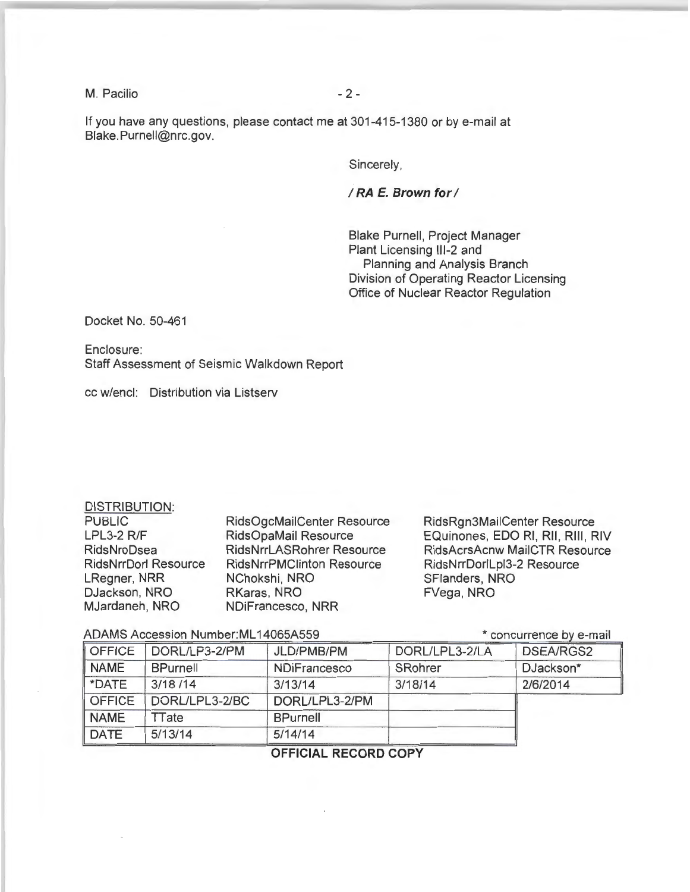M. Pacilio

If you have any questions, please contact me at 301-415-1380 or by e-mail at Blake.Purnell@nrc.gov.

Sincerely,

***/ RA E. Brown for /***

Blake Purnell, Project Manager
Plant Licensing III-2 and
Planning and Analysis Branch
Division of Operating Reactor Licensing
Office of Nuclear Reactor Regulation

Docket No. 50-461

Enclosure:
Staff Assessment of Seismic Walkdown Report

cc w/encl: Distribution via Listserv

DISTRIBUTION:

| | | |
|---|---|---|
| PUBLIC | RidsOgcMailCenter Resource | RidsRgn3MailCenter Resource |
| LPL3-2 R/F | RidsOpaMail Resource | EQuinones, EDO RI, RII, RIII, RIV |
| RidsNroDsea | RidsNrrLASRohrer Resource | RidsAcrsAcnw MailCTR Resource |
| RidsNrrDorl Resource | RidsNrrPMClinton Resource | RidsNrrDorlLpl3-2 Resource |
| LRegner, NRR | NChokshi, NRO | SFlanders, NRO |
| DJackson, NRO | RKaras, NRO | FVega, NRO |
| MJardaneh, NRO | NDiFrancesco, NRR | |

ADAMS Accession Number:ML14065A559 * concurrence by e-mail

| OFFICE | DORL/LP3-2/PM | JLD/PMB/PM | DORL/LPL3-2/LA | DSEA/RGS2 |
|---|---|---|---|---|
| NAME | BPurnell | NDiFrancesco | SRohrer | DJackson* |
| *DATE | 3/18 /14 | 3/13/14 | 3/18/14 | 2/6/2014 |
| OFFICE | DORL/LPL3-2/BC | DORL/LPL3-2/PM | | |
| NAME | TTate | BPurnell | | |
| DATE | 5/13/14 | 5/14/14 | | |

**OFFICIAL RECORD COPY**